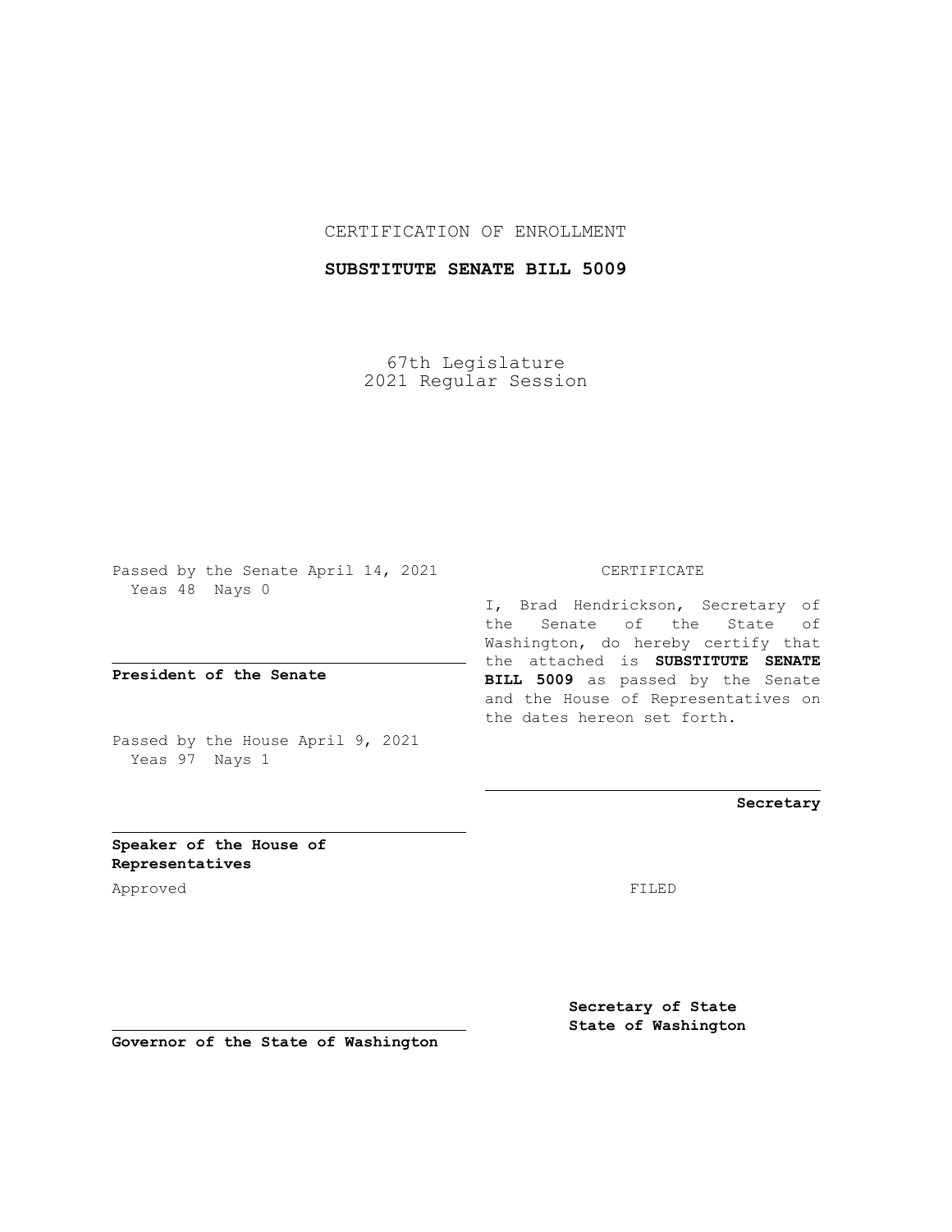CERTIFICATION OF ENROLLMENT

**SUBSTITUTE SENATE BILL 5009**

67th Legislature
2021 Regular Session

Passed by the Senate April 14, 2021
Yeas 48 Nays 0

**President of the Senate**

Passed by the House April 9, 2021
Yeas 97 Nays 1

**Speaker of the House of Representatives**

Approved

**Governor of the State of Washington**

CERTIFICATE

I, Brad Hendrickson, Secretary of the Senate of the State of Washington, do hereby certify that the attached is **SUBSTITUTE SENATE BILL 5009** as passed by the Senate and the House of Representatives on the dates hereon set forth.

**Secretary**

FILED

**Secretary of State**
**State of Washington**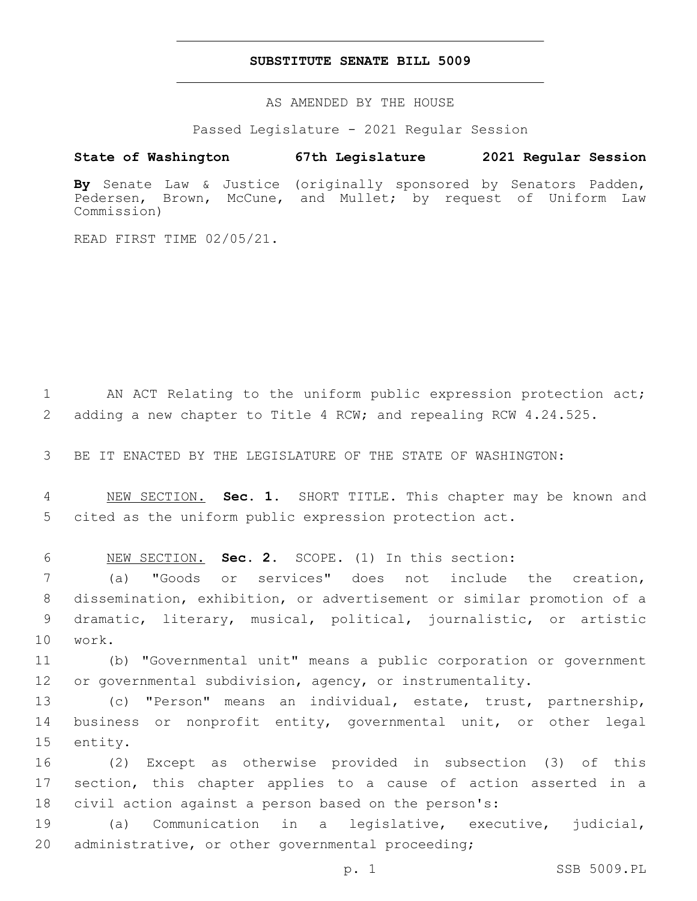# SUBSTITUTE SENATE BILL 5009

AS AMENDED BY THE HOUSE

Passed Legislature - 2021 Regular Session

**State of Washington 67th Legislature 2021 Regular Session**

**By** Senate Law & Justice (originally sponsored by Senators Padden, Pedersen, Brown, McCune, and Mullet; by request of Uniform Law Commission)

READ FIRST TIME 02/05/21.

AN ACT Relating to the uniform public expression protection act; adding a new chapter to Title 4 RCW; and repealing RCW 4.24.525.

BE IT ENACTED BY THE LEGISLATURE OF THE STATE OF WASHINGTON:

NEW SECTION. **Sec. 1.** SHORT TITLE. This chapter may be known and cited as the uniform public expression protection act.

NEW SECTION. **Sec. 2.** SCOPE. (1) In this section:

(a) "Goods or services" does not include the creation, dissemination, exhibition, or advertisement or similar promotion of a dramatic, literary, musical, political, journalistic, or artistic work.

(b) "Governmental unit" means a public corporation or government or governmental subdivision, agency, or instrumentality.

(c) "Person" means an individual, estate, trust, partnership, business or nonprofit entity, governmental unit, or other legal entity.

(2) Except as otherwise provided in subsection (3) of this section, this chapter applies to a cause of action asserted in a civil action against a person based on the person's:

(a) Communication in a legislative, executive, judicial, administrative, or other governmental proceeding;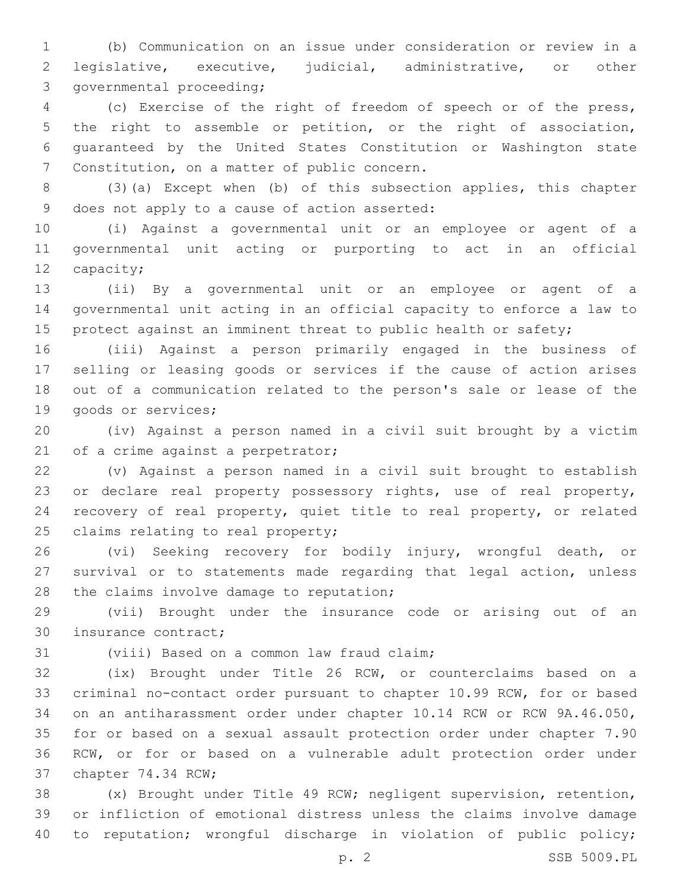(b) Communication on an issue under consideration or review in a legislative, executive, judicial, administrative, or other governmental proceeding;

(c) Exercise of the right of freedom of speech or of the press, the right to assemble or petition, or the right of association, guaranteed by the United States Constitution or Washington state Constitution, on a matter of public concern.

(3)(a) Except when (b) of this subsection applies, this chapter does not apply to a cause of action asserted:

(i) Against a governmental unit or an employee or agent of a governmental unit acting or purporting to act in an official capacity;

(ii) By a governmental unit or an employee or agent of a governmental unit acting in an official capacity to enforce a law to protect against an imminent threat to public health or safety;

(iii) Against a person primarily engaged in the business of selling or leasing goods or services if the cause of action arises out of a communication related to the person's sale or lease of the goods or services;

(iv) Against a person named in a civil suit brought by a victim of a crime against a perpetrator;

(v) Against a person named in a civil suit brought to establish or declare real property possessory rights, use of real property, recovery of real property, quiet title to real property, or related claims relating to real property;

(vi) Seeking recovery for bodily injury, wrongful death, or survival or to statements made regarding that legal action, unless the claims involve damage to reputation;

(vii) Brought under the insurance code or arising out of an insurance contract;

(viii) Based on a common law fraud claim;

(ix) Brought under Title 26 RCW, or counterclaims based on a criminal no-contact order pursuant to chapter 10.99 RCW, for or based on an antiharassment order under chapter 10.14 RCW or RCW 9A.46.050, for or based on a sexual assault protection order under chapter 7.90 RCW, or for or based on a vulnerable adult protection order under chapter 74.34 RCW;

(x) Brought under Title 49 RCW; negligent supervision, retention, or infliction of emotional distress unless the claims involve damage to reputation; wrongful discharge in violation of public policy;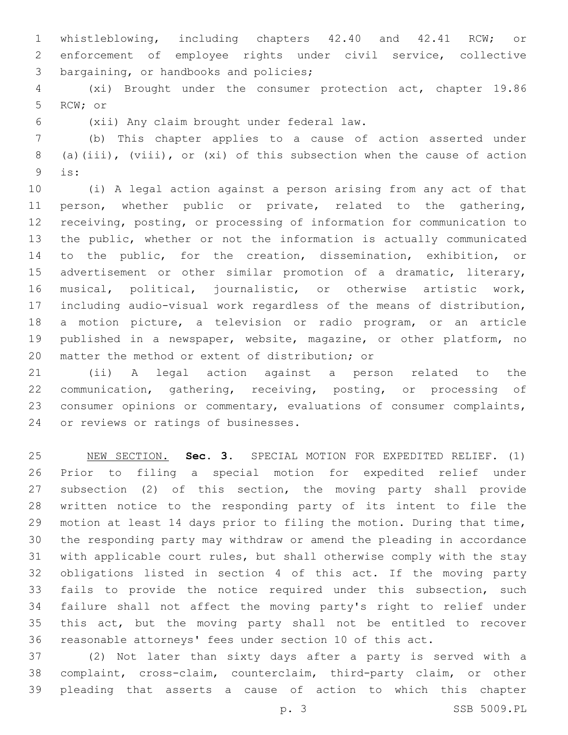whistleblowing, including chapters 42.40 and 42.41 RCW; or enforcement of employee rights under civil service, collective bargaining, or handbooks and policies;

(xi) Brought under the consumer protection act, chapter 19.86 RCW; or

(xii) Any claim brought under federal law.

(b) This chapter applies to a cause of action asserted under (a)(iii), (viii), or (xi) of this subsection when the cause of action is:

(i) A legal action against a person arising from any act of that person, whether public or private, related to the gathering, receiving, posting, or processing of information for communication to the public, whether or not the information is actually communicated to the public, for the creation, dissemination, exhibition, or advertisement or other similar promotion of a dramatic, literary, musical, political, journalistic, or otherwise artistic work, including audio-visual work regardless of the means of distribution, a motion picture, a television or radio program, or an article published in a newspaper, website, magazine, or other platform, no matter the method or extent of distribution; or

(ii) A legal action against a person related to the communication, gathering, receiving, posting, or processing of consumer opinions or commentary, evaluations of consumer complaints, or reviews or ratings of businesses.

NEW SECTION. **Sec. 3.** SPECIAL MOTION FOR EXPEDITED RELIEF. (1) Prior to filing a special motion for expedited relief under subsection (2) of this section, the moving party shall provide written notice to the responding party of its intent to file the motion at least 14 days prior to filing the motion. During that time, the responding party may withdraw or amend the pleading in accordance with applicable court rules, but shall otherwise comply with the stay obligations listed in section 4 of this act. If the moving party fails to provide the notice required under this subsection, such failure shall not affect the moving party's right to relief under this act, but the moving party shall not be entitled to recover reasonable attorneys' fees under section 10 of this act.

(2) Not later than sixty days after a party is served with a complaint, cross-claim, counterclaim, third-party claim, or other pleading that asserts a cause of action to which this chapter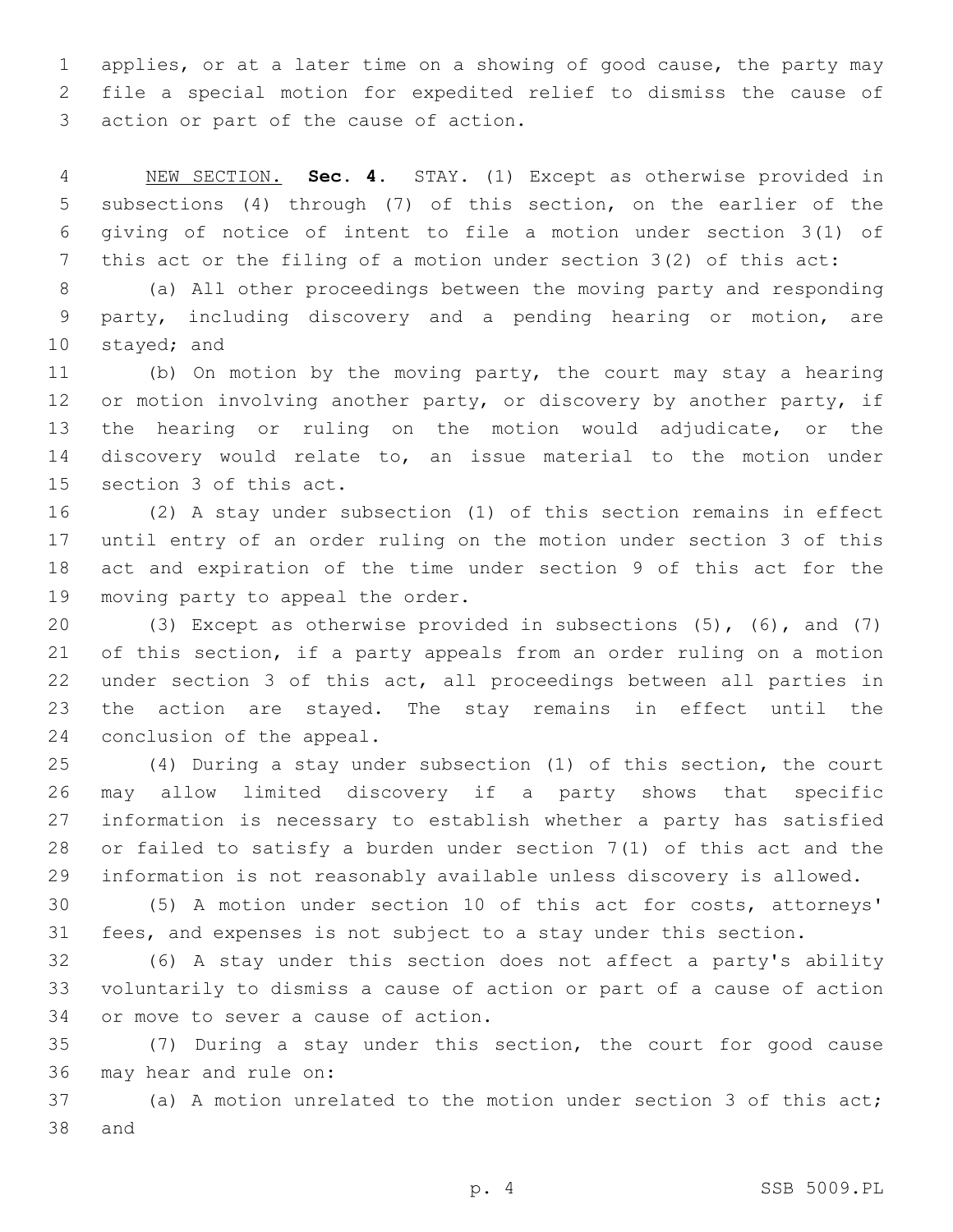applies, or at a later time on a showing of good cause, the party may file a special motion for expedited relief to dismiss the cause of action or part of the cause of action.

NEW SECTION. **Sec. 4.** STAY. (1) Except as otherwise provided in subsections (4) through (7) of this section, on the earlier of the giving of notice of intent to file a motion under section 3(1) of this act or the filing of a motion under section 3(2) of this act:

(a) All other proceedings between the moving party and responding party, including discovery and a pending hearing or motion, are stayed; and

(b) On motion by the moving party, the court may stay a hearing or motion involving another party, or discovery by another party, if the hearing or ruling on the motion would adjudicate, or the discovery would relate to, an issue material to the motion under section 3 of this act.

(2) A stay under subsection (1) of this section remains in effect until entry of an order ruling on the motion under section 3 of this act and expiration of the time under section 9 of this act for the moving party to appeal the order.

(3) Except as otherwise provided in subsections (5), (6), and (7) of this section, if a party appeals from an order ruling on a motion under section 3 of this act, all proceedings between all parties in the action are stayed. The stay remains in effect until the conclusion of the appeal.

(4) During a stay under subsection (1) of this section, the court may allow limited discovery if a party shows that specific information is necessary to establish whether a party has satisfied or failed to satisfy a burden under section 7(1) of this act and the information is not reasonably available unless discovery is allowed.

(5) A motion under section 10 of this act for costs, attorneys' fees, and expenses is not subject to a stay under this section.

(6) A stay under this section does not affect a party's ability voluntarily to dismiss a cause of action or part of a cause of action or move to sever a cause of action.

(7) During a stay under this section, the court for good cause may hear and rule on:

(a) A motion unrelated to the motion under section 3 of this act; and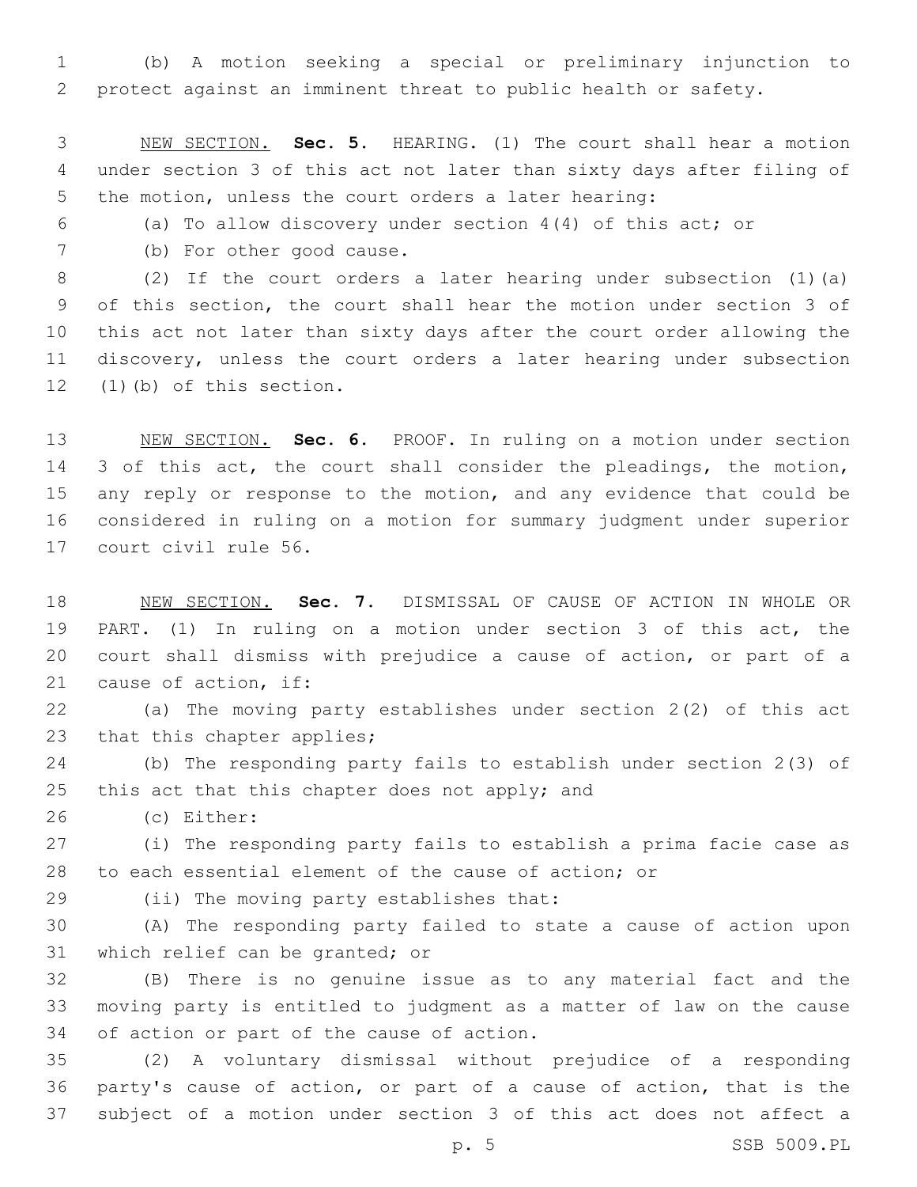(b) A motion seeking a special or preliminary injunction to protect against an imminent threat to public health or safety.

<u>NEW SECTION.</u> **Sec. 5.** HEARING. (1) The court shall hear a motion under section 3 of this act not later than sixty days after filing of the motion, unless the court orders a later hearing:

(a) To allow discovery under section 4(4) of this act; or

(b) For other good cause.

(2) If the court orders a later hearing under subsection (1)(a) of this section, the court shall hear the motion under section 3 of this act not later than sixty days after the court order allowing the discovery, unless the court orders a later hearing under subsection (1)(b) of this section.

<u>NEW SECTION.</u> **Sec. 6.** PROOF. In ruling on a motion under section 3 of this act, the court shall consider the pleadings, the motion, any reply or response to the motion, and any evidence that could be considered in ruling on a motion for summary judgment under superior court civil rule 56.

<u>NEW SECTION.</u> **Sec. 7.** DISMISSAL OF CAUSE OF ACTION IN WHOLE OR PART. (1) In ruling on a motion under section 3 of this act, the court shall dismiss with prejudice a cause of action, or part of a cause of action, if:

(a) The moving party establishes under section 2(2) of this act that this chapter applies;

(b) The responding party fails to establish under section 2(3) of this act that this chapter does not apply; and

(c) Either:

(i) The responding party fails to establish a prima facie case as to each essential element of the cause of action; or

(ii) The moving party establishes that:

(A) The responding party failed to state a cause of action upon which relief can be granted; or

(B) There is no genuine issue as to any material fact and the moving party is entitled to judgment as a matter of law on the cause of action or part of the cause of action.

(2) A voluntary dismissal without prejudice of a responding party's cause of action, or part of a cause of action, that is the subject of a motion under section 3 of this act does not affect a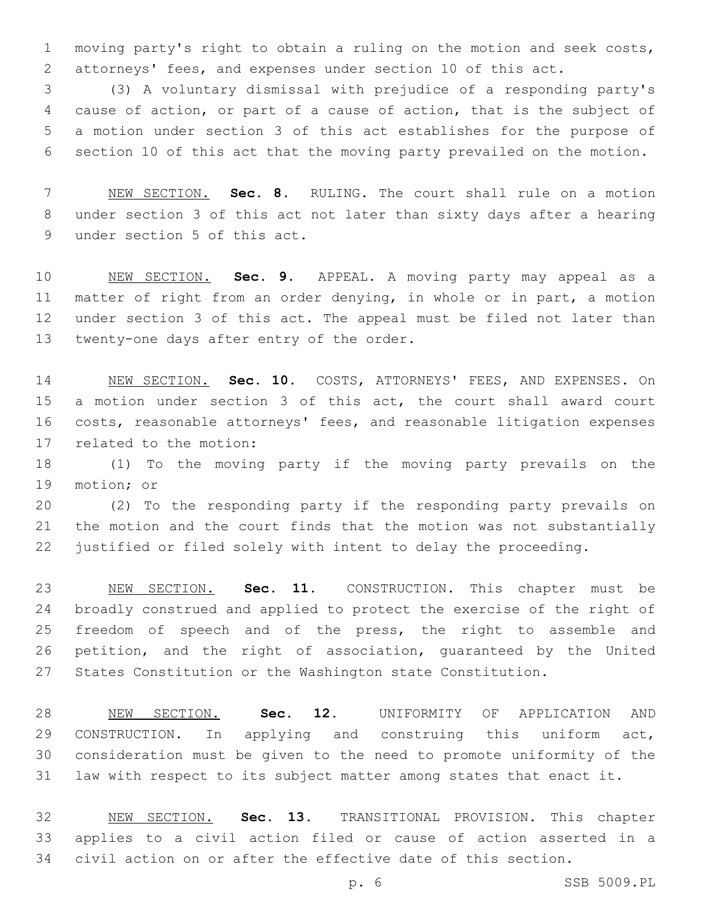moving party's right to obtain a ruling on the motion and seek costs, attorneys' fees, and expenses under section 10 of this act.

(3) A voluntary dismissal with prejudice of a responding party's cause of action, or part of a cause of action, that is the subject of a motion under section 3 of this act establishes for the purpose of section 10 of this act that the moving party prevailed on the motion.

NEW SECTION. **Sec. 8.** RULING. The court shall rule on a motion under section 3 of this act not later than sixty days after a hearing under section 5 of this act.

NEW SECTION. **Sec. 9.** APPEAL. A moving party may appeal as a matter of right from an order denying, in whole or in part, a motion under section 3 of this act. The appeal must be filed not later than twenty-one days after entry of the order.

NEW SECTION. **Sec. 10.** COSTS, ATTORNEYS' FEES, AND EXPENSES. On a motion under section 3 of this act, the court shall award court costs, reasonable attorneys' fees, and reasonable litigation expenses related to the motion:

(1) To the moving party if the moving party prevails on the motion; or

(2) To the responding party if the responding party prevails on the motion and the court finds that the motion was not substantially justified or filed solely with intent to delay the proceeding.

NEW SECTION. **Sec. 11.** CONSTRUCTION. This chapter must be broadly construed and applied to protect the exercise of the right of freedom of speech and of the press, the right to assemble and petition, and the right of association, guaranteed by the United States Constitution or the Washington state Constitution.

NEW SECTION. **Sec. 12.** UNIFORMITY OF APPLICATION AND CONSTRUCTION. In applying and construing this uniform act, consideration must be given to the need to promote uniformity of the law with respect to its subject matter among states that enact it.

NEW SECTION. **Sec. 13.** TRANSITIONAL PROVISION. This chapter applies to a civil action filed or cause of action asserted in a civil action on or after the effective date of this section.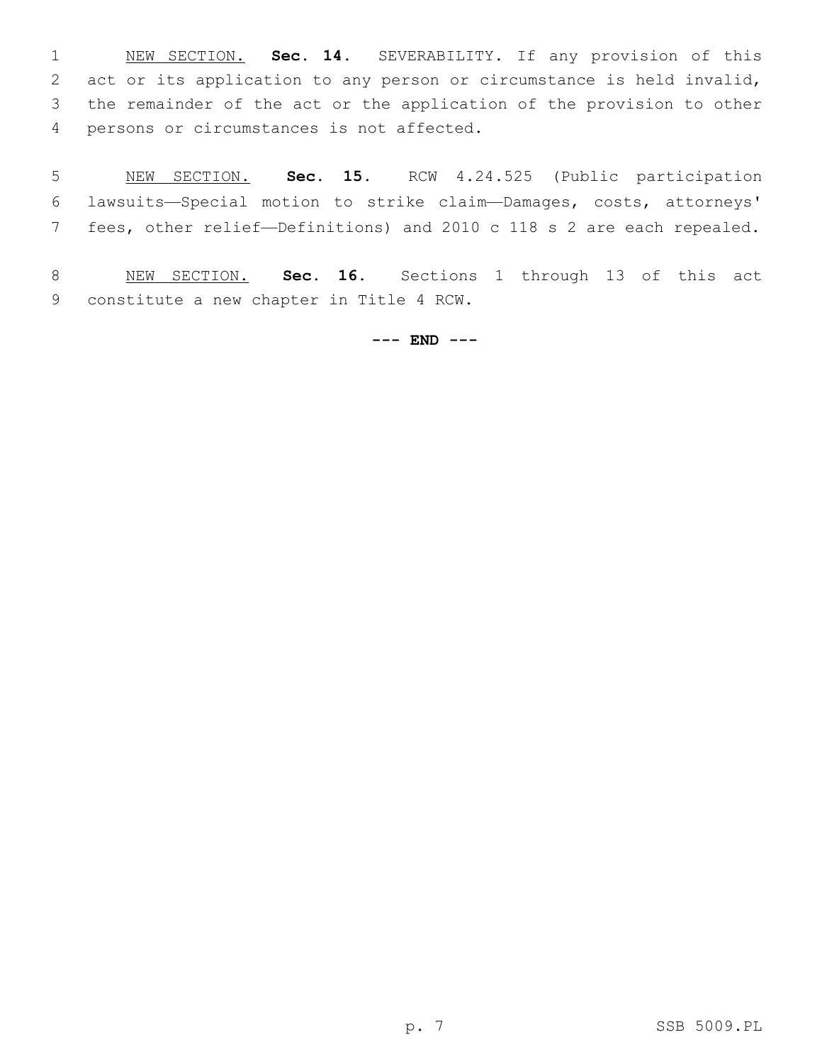NEW SECTION. **Sec. 14.** SEVERABILITY. If any provision of this act or its application to any person or circumstance is held invalid, the remainder of the act or the application of the provision to other persons or circumstances is not affected.

NEW SECTION. **Sec. 15.** RCW 4.24.525 (Public participation lawsuits—Special motion to strike claim—Damages, costs, attorneys' fees, other relief—Definitions) and 2010 c 118 s 2 are each repealed.

NEW SECTION. **Sec. 16.** Sections 1 through 13 of this act constitute a new chapter in Title 4 RCW.

**--- END ---**